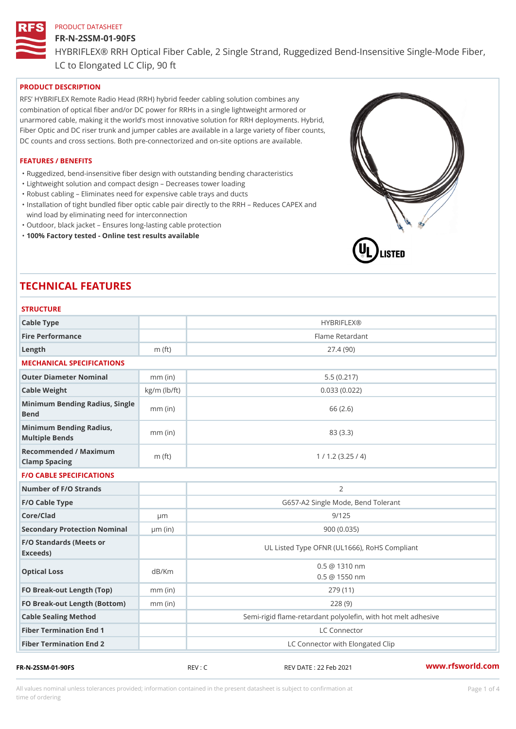PRODUCT DATASHEET

# FR-N-2SSM-01-90FS

HYBRIFLEX® RRH Optical Fiber Cable, 2 Single Strand, Ruggedized Bend-Insensitive Single-Mode Fiber, LC to Elongated LC Clip, 90 ft

## PRODUCT DESCRIPTION

RFS' HYBRIFLEX Remote Radio Head (RRH) hybrid feeder cabling solution combines any combination of optical fiber and/or DC power for RRHs in a single lightweight armored or unarmored cable, making it the world's most innovative solution for RRH deployments. Hybrid, Fiber Optic and DC riser trunk and jumper cables are available in a large variety of fiber counts, DC counts and cross sections. Both pre-connectorized and on-site options are available.

## FEATURES / BENEFITS

- Ruggedized, bend-insensitive fiber design with outstanding bending characteristics
- Lightweight solution and compact design – Decreases tower loading
- Robust cabling – Eliminates need for expensive cable trays and ducts
- Installation of tight bundled fiber optic cable pair directly to the RRH – Reduces CAPEX and wind load by eliminating need for interconnection
- Outdoor, black jacket – Ensures long-lasting cable protection
- **100% Factory tested - Online test results available**

# TECHNICAL FEATURES

## STRUCTURE

| | | |
|---|---|---|
| Cable Type | | HYBRIFLEX® |
| Fire Performance | | Flame Retardant |
| Length | m (ft) | 27.4 (90) |

## MECHANICAL SPECIFICATIONS

| | | |
|---|---|---|
| Outer Diameter Nominal | mm (in) | 5.5 (0.217) |
| Cable Weight | kg/m (lb/ft) | 0.033 (0.022) |
| Minimum Bending Radius, Single Bend | mm (in) | 66 (2.6) |
| Minimum Bending Radius, Multiple Bends | mm (in) | 83 (3.3) |
| Recommended / Maximum Clamp Spacing | m (ft) | 1 / 1.2 (3.25 / 4) |

## F/O CABLE SPECIFICATIONS

| | | |
|---|---|---|
| Number of F/O Strands | | 2 |
| F/O Cable Type | | G657-A2 Single Mode, Bend Tolerant |
| Core/Clad | μm | 9/125 |
| Secondary Protection Nominal | μm (in) | 900 (0.035) |
| F/O Standards (Meets or Exceeds) | | UL Listed Type OFNR (UL1666), RoHS Compliant |
| Optical Loss | dB/Km | 0.5 @ 1310 nm<br>0.5 @ 1550 nm |
| FO Break-out Length (Top) | mm (in) | 279 (11) |
| FO Break-out Length (Bottom) | mm (in) | 228 (9) |
| Cable Sealing Method | | Semi-rigid flame-retardant polyolefin, with hot melt adhesive |
| Fiber Termination End 1 | | LC Connector |
| Fiber Termination End 2 | | LC Connector with Elongated Clip |

FR-N-2SSM-01-90FS REV : C REV DATE : 22 Feb 2021 www.rfsworld.com

All values nominal unless tolerances provided; information contained in the present datasheet is subject to confirmation at time of ordering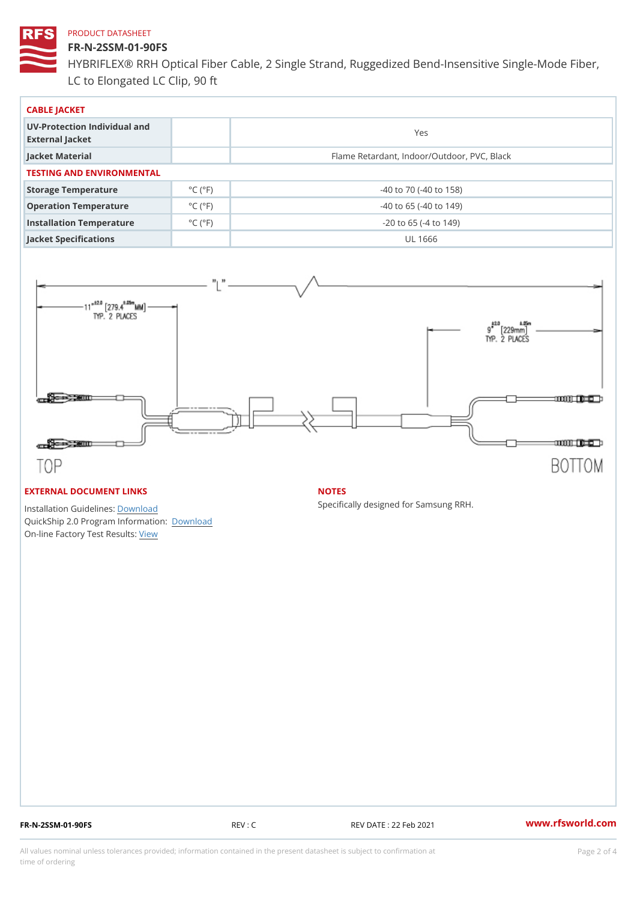PRODUCT DATASHEET

# FR-N-2SSM-01-90FS

HYBRIFLEX® RRH Optical Fiber Cable, 2 Single Strand, Ruggedized Bend-Insensitive Single-Mode Fiber, LC to Elongated LC Clip, 90 ft

## CABLE JACKET

| | | |
|---|---|---|
| UV-Protection Individual and External Jacket | | Yes |
| Jacket Material | | Flame Retardant, Indoor/Outdoor, PVC, Black |

## TESTING AND ENVIRONMENTAL

| | | |
|---|---|---|
| Storage Temperature | °C (°F) | -40 to 70 (-40 to 158) |
| Operation Temperature | °C (°F) | -40 to 65 (-40 to 149) |
| Installation Temperature | °C (°F) | -20 to 65 (-4 to 149) |
| Jacket Specifications | | UL 1666 |

"L"

11" ±2.0 [279.4 ±.05m MM] TYP. 2 PLACES

9" ±2.0 [229mm ±.05m] TYP. 2 PLACES

TOP

BOTTOM

## EXTERNAL DOCUMENT LINKS

Installation Guidelines: Download
QuickShip 2.0 Program Information: Download
On-line Factory Test Results: View

## NOTES

Specifically designed for Samsung RRH.

FR-N-2SSM-01-90FS REV : C REV DATE : 22 Feb 2021 www.rfsworld.com

All values nominal unless tolerances provided; information contained in the present datasheet is subject to confirmation at time of ordering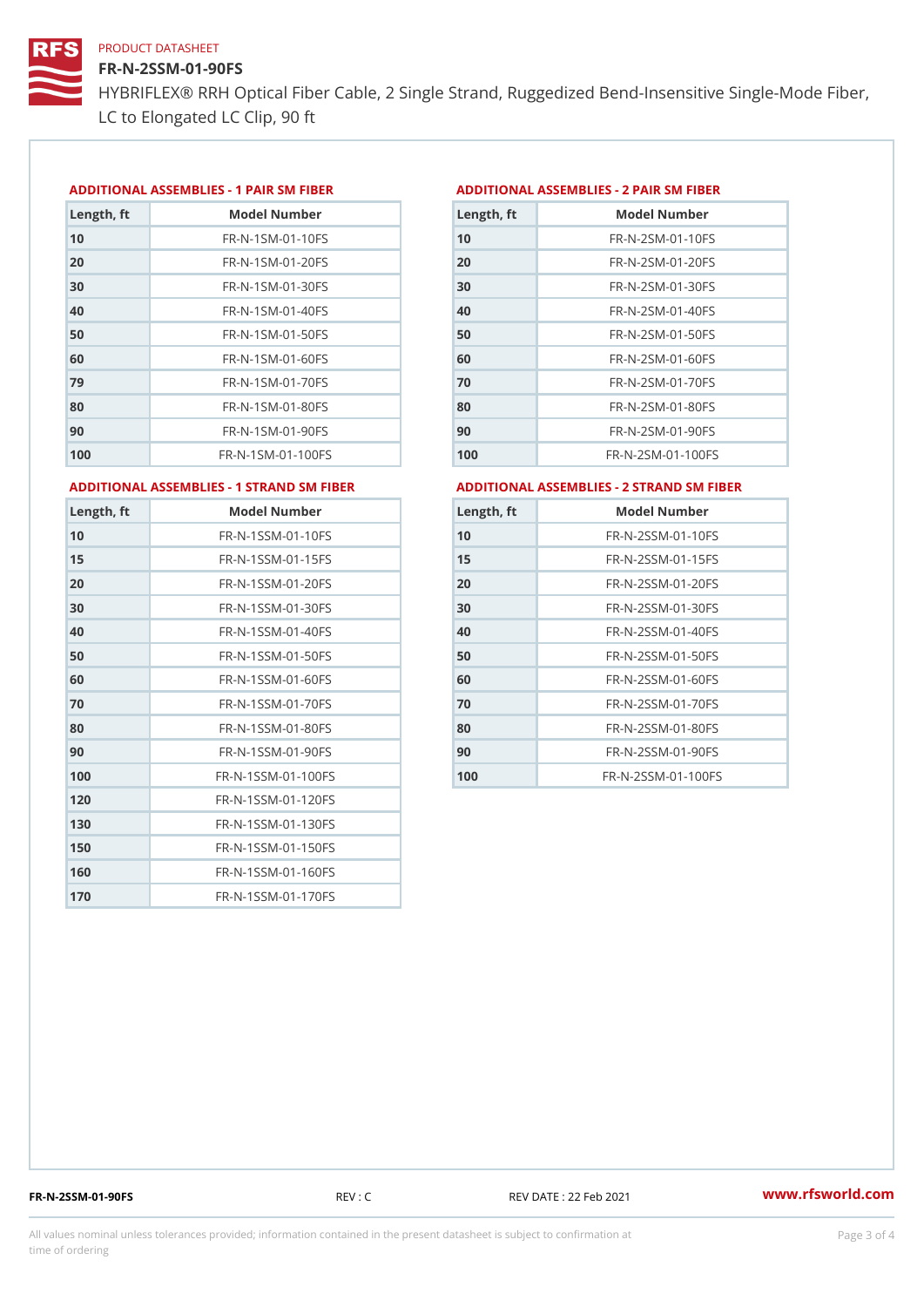PRODUCT DATASHEET

# FR-N-2SSM-01-90FS

HYBRIFLEX® RRH Optical Fiber Cable, 2 Single Strand, Ruggedized Bend-Insensitive Single-Mode Fiber, LC to Elongated LC Clip, 90 ft

## ADDITIONAL ASSEMBLIES - 1 PAIR SM FIBER

| Length, ft | Model Number |
|---|---|
| 10 | FR-N-1SM-01-10FS |
| 20 | FR-N-1SM-01-20FS |
| 30 | FR-N-1SM-01-30FS |
| 40 | FR-N-1SM-01-40FS |
| 50 | FR-N-1SM-01-50FS |
| 60 | FR-N-1SM-01-60FS |
| 79 | FR-N-1SM-01-70FS |
| 80 | FR-N-1SM-01-80FS |
| 90 | FR-N-1SM-01-90FS |
| 100 | FR-N-1SM-01-100FS |

## ADDITIONAL ASSEMBLIES - 2 PAIR SM FIBER

| Length, ft | Model Number |
|---|---|
| 10 | FR-N-2SM-01-10FS |
| 20 | FR-N-2SM-01-20FS |
| 30 | FR-N-2SM-01-30FS |
| 40 | FR-N-2SM-01-40FS |
| 50 | FR-N-2SM-01-50FS |
| 60 | FR-N-2SM-01-60FS |
| 70 | FR-N-2SM-01-70FS |
| 80 | FR-N-2SM-01-80FS |
| 90 | FR-N-2SM-01-90FS |
| 100 | FR-N-2SM-01-100FS |

## ADDITIONAL ASSEMBLIES - 1 STRAND SM FIBER

| Length, ft | Model Number |
|---|---|
| 10 | FR-N-1SSM-01-10FS |
| 15 | FR-N-1SSM-01-15FS |
| 20 | FR-N-1SSM-01-20FS |
| 30 | FR-N-1SSM-01-30FS |
| 40 | FR-N-1SSM-01-40FS |
| 50 | FR-N-1SSM-01-50FS |
| 60 | FR-N-1SSM-01-60FS |
| 70 | FR-N-1SSM-01-70FS |
| 80 | FR-N-1SSM-01-80FS |
| 90 | FR-N-1SSM-01-90FS |
| 100 | FR-N-1SSM-01-100FS |
| 120 | FR-N-1SSM-01-120FS |
| 130 | FR-N-1SSM-01-130FS |
| 150 | FR-N-1SSM-01-150FS |
| 160 | FR-N-1SSM-01-160FS |
| 170 | FR-N-1SSM-01-170FS |

## ADDITIONAL ASSEMBLIES - 2 STRAND SM FIBER

| Length, ft | Model Number |
|---|---|
| 10 | FR-N-2SSM-01-10FS |
| 15 | FR-N-2SSM-01-15FS |
| 20 | FR-N-2SSM-01-20FS |
| 30 | FR-N-2SSM-01-30FS |
| 40 | FR-N-2SSM-01-40FS |
| 50 | FR-N-2SSM-01-50FS |
| 60 | FR-N-2SSM-01-60FS |
| 70 | FR-N-2SSM-01-70FS |
| 80 | FR-N-2SSM-01-80FS |
| 90 | FR-N-2SSM-01-90FS |
| 100 | FR-N-2SSM-01-100FS |

FR-N-2SSM-01-90FS REV : C REV DATE : 22 Feb 2021 www.rfsworld.com

All values nominal unless tolerances provided; information contained in the present datasheet is subject to confirmation at time of ordering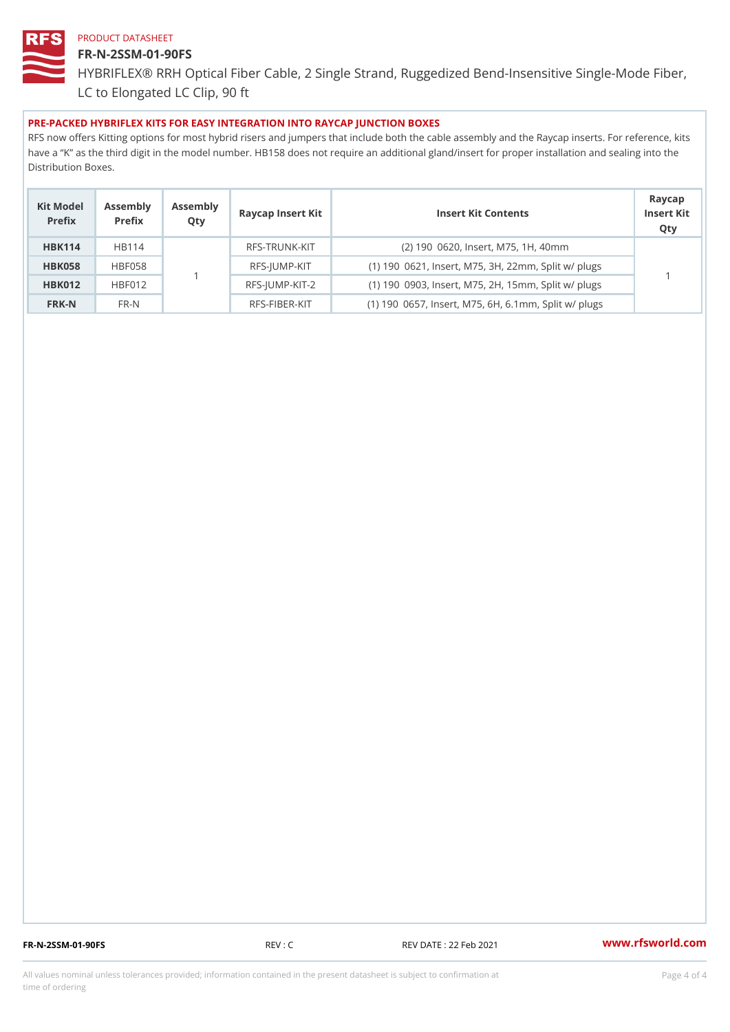PRODUCT DATASHEET

# FR-N-2SSM-01-90FS

HYBRIFLEX® RRH Optical Fiber Cable, 2 Single Strand, Ruggedized Bend-Insensitive Single-Mode Fiber, LC to Elongated LC Clip, 90 ft

## PRE-PACKED HYBRIFLEX KITS FOR EASY INTEGRATION INTO RAYCAP JUNCTION BOXES

RFS now offers Kitting options for most hybrid risers and jumpers that include both the cable assembly and the Raycap inserts. For reference, kits have a "K" as the third digit in the model number. HB158 does not require an additional gland/insert for proper installation and sealing into the Distribution Boxes.

| Kit Model Prefix | Assembly Prefix | Assembly Qty | Raycap Insert Kit | Insert Kit Contents | Raycap Insert Kit Qty |
|---|---|---|---|---|---|
| HBK114 | HB114 | 1 | RFS-TRUNK-KIT | (2) 190 0620, Insert, M75, 1H, 40mm | 1 |
| HBK058 | HBF058 | | RFS-JUMP-KIT | (1) 190 0621, Insert, M75, 3H, 22mm, Split w/ plugs | |
| HBK012 | HBF012 | | RFS-JUMP-KIT-2 | (1) 190 0903, Insert, M75, 2H, 15mm, Split w/ plugs | |
| FRK-N | FR-N | | RFS-FIBER-KIT | (1) 190 0657, Insert, M75, 6H, 6.1mm, Split w/ plugs | |

FR-N-2SSM-01-90FS REV : C REV DATE : 22 Feb 2021 www.rfsworld.com

All values nominal unless tolerances provided; information contained in the present datasheet is subject to confirmation at time of ordering